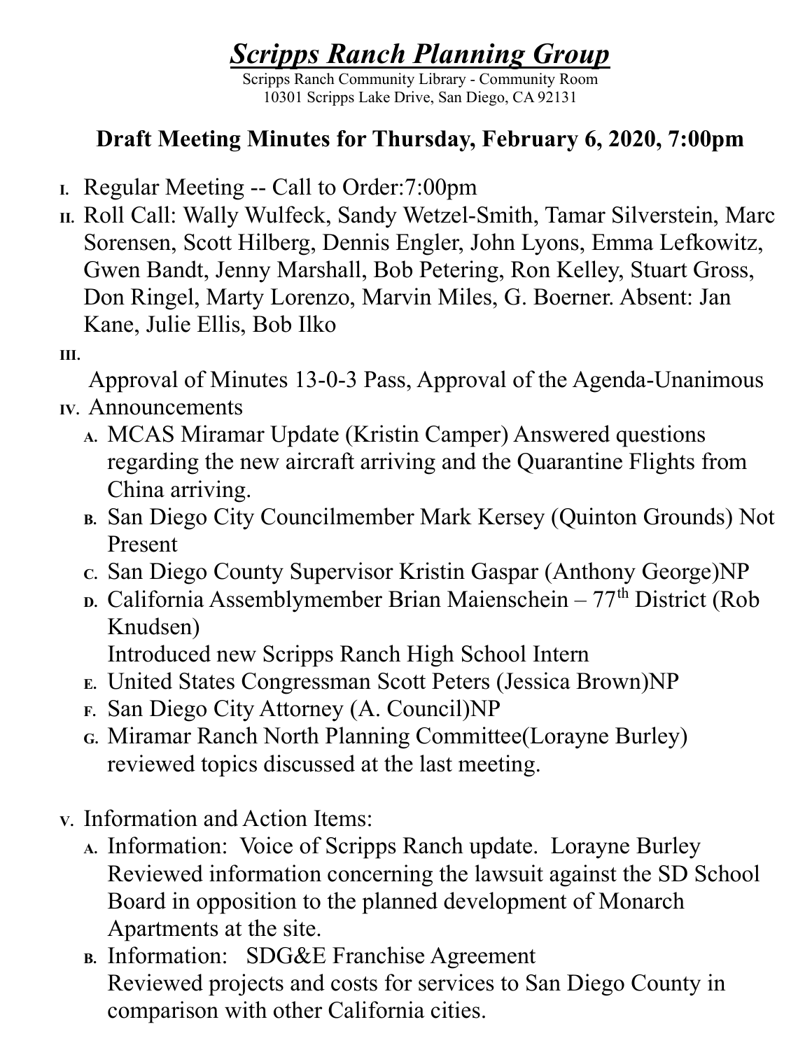# ***Scripps Ranch Planning Group***

Scripps Ranch Community Library - Community Room
10301 Scripps Lake Drive, San Diego, CA 92131

## Draft Meeting Minutes for Thursday, February 6, 2020, 7:00pm

I. Regular Meeting -- Call to Order:7:00pm

II. Roll Call: Wally Wulfeck, Sandy Wetzel-Smith, Tamar Silverstein, Marc Sorensen, Scott Hilberg, Dennis Engler, John Lyons, Emma Lefkowitz, Gwen Bandt, Jenny Marshall, Bob Petering, Ron Kelley, Stuart Gross, Don Ringel, Marty Lorenzo, Marvin Miles, G. Boerner. Absent: Jan Kane, Julie Ellis, Bob Ilko

III. Approval of Minutes 13-0-3 Pass, Approval of the Agenda-Unanimous

IV. Announcements
   - A. MCAS Miramar Update (Kristin Camper) Answered questions regarding the new aircraft arriving and the Quarantine Flights from China arriving.
   - B. San Diego City Councilmember Mark Kersey (Quinton Grounds) Not Present
   - C. San Diego County Supervisor Kristin Gaspar (Anthony George)NP
   - D. California Assemblymember Brian Maienschein – 77th District (Rob Knudsen)
     Introduced new Scripps Ranch High School Intern
   - E. United States Congressman Scott Peters (Jessica Brown)NP
   - F. San Diego City Attorney (A. Council)NP
   - G. Miramar Ranch North Planning Committee(Lorayne Burley) reviewed topics discussed at the last meeting.

V. Information and Action Items:
   - A. Information: Voice of Scripps Ranch update. Lorayne Burley Reviewed information concerning the lawsuit against the SD School Board in opposition to the planned development of Monarch Apartments at the site.
   - B. Information: SDG&E Franchise Agreement
     Reviewed projects and costs for services to San Diego County in comparison with other California cities.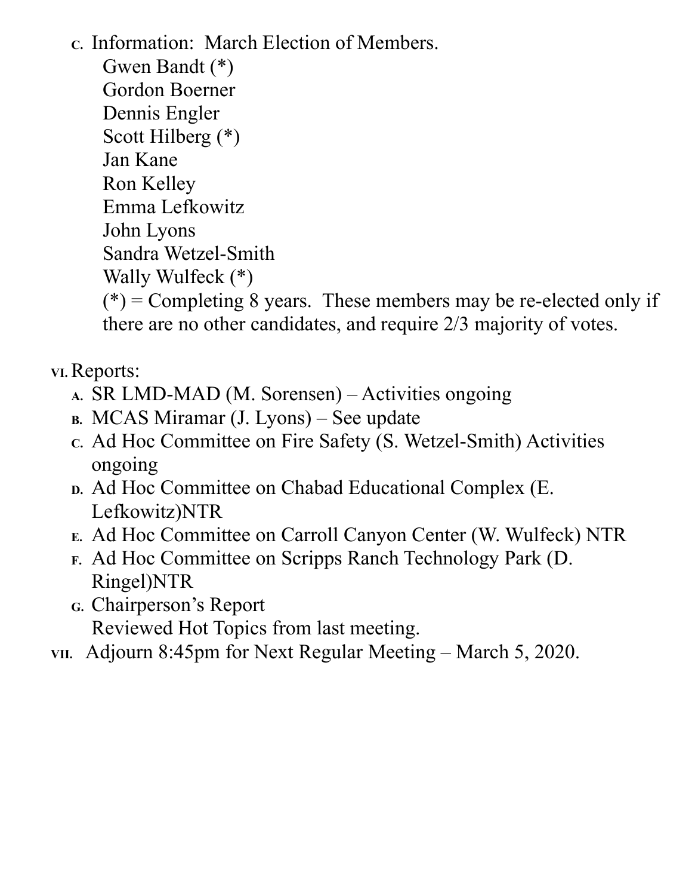C. Information: March Election of Members.

Gwen Bandt (*)
Gordon Boerner
Dennis Engler
Scott Hilberg (*)
Jan Kane
Ron Kelley
Emma Lefkowitz
John Lyons
Sandra Wetzel-Smith
Wally Wulfeck (*)

(*) = Completing 8 years. These members may be re-elected only if there are no other candidates, and require 2/3 majority of votes.

VI. Reports:

A. SR LMD-MAD (M. Sorensen) – Activities ongoing
B. MCAS Miramar (J. Lyons) – See update
C. Ad Hoc Committee on Fire Safety (S. Wetzel-Smith) Activities ongoing
D. Ad Hoc Committee on Chabad Educational Complex (E. Lefkowitz)NTR
E. Ad Hoc Committee on Carroll Canyon Center (W. Wulfeck) NTR
F. Ad Hoc Committee on Scripps Ranch Technology Park (D. Ringel)NTR
G. Chairperson's Report
Reviewed Hot Topics from last meeting.

VII. Adjourn 8:45pm for Next Regular Meeting – March 5, 2020.